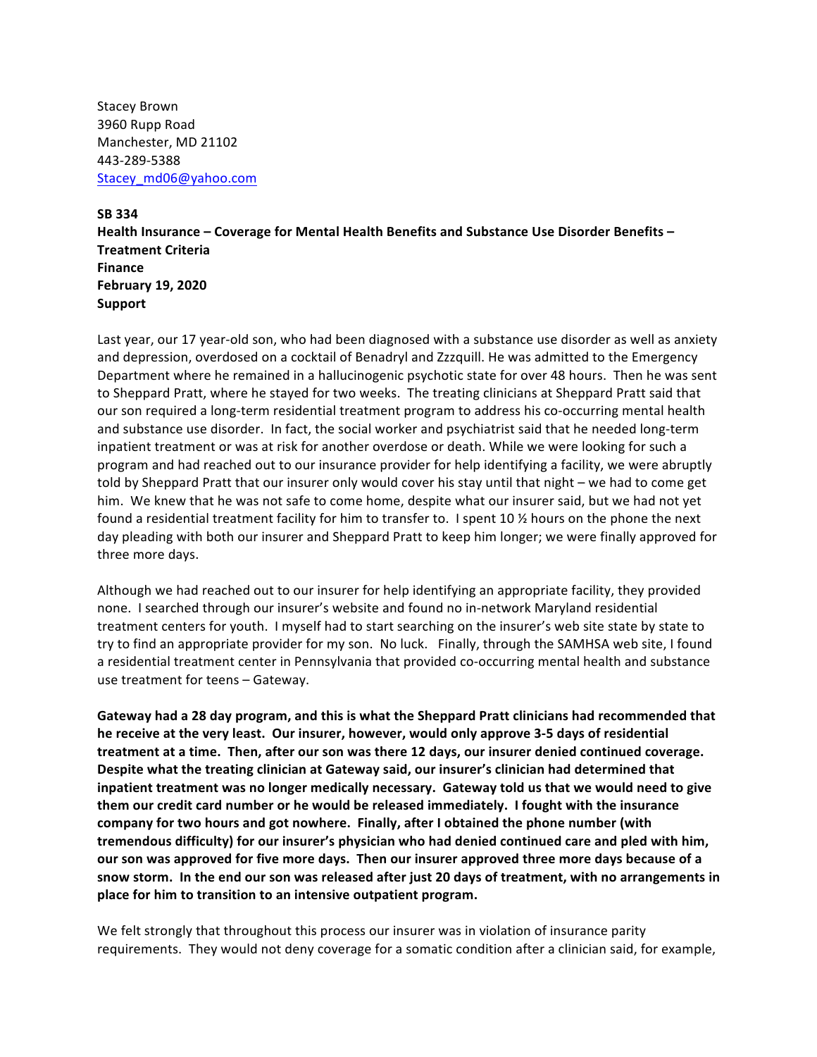Stacey Brown
3960 Rupp Road
Manchester, MD 21102
443-289-5388
Stacey_md06@yahoo.com

**SB 334**
**Health Insurance – Coverage for Mental Health Benefits and Substance Use Disorder Benefits – Treatment Criteria**
**Finance**
**February 19, 2020**
**Support**

Last year, our 17 year-old son, who had been diagnosed with a substance use disorder as well as anxiety and depression, overdosed on a cocktail of Benadryl and Zzzquill. He was admitted to the Emergency Department where he remained in a hallucinogenic psychotic state for over 48 hours. Then he was sent to Sheppard Pratt, where he stayed for two weeks. The treating clinicians at Sheppard Pratt said that our son required a long-term residential treatment program to address his co-occurring mental health and substance use disorder. In fact, the social worker and psychiatrist said that he needed long-term inpatient treatment or was at risk for another overdose or death. While we were looking for such a program and had reached out to our insurance provider for help identifying a facility, we were abruptly told by Sheppard Pratt that our insurer only would cover his stay until that night – we had to come get him. We knew that he was not safe to come home, despite what our insurer said, but we had not yet found a residential treatment facility for him to transfer to. I spent 10 ½ hours on the phone the next day pleading with both our insurer and Sheppard Pratt to keep him longer; we were finally approved for three more days.

Although we had reached out to our insurer for help identifying an appropriate facility, they provided none. I searched through our insurer's website and found no in-network Maryland residential treatment centers for youth. I myself had to start searching on the insurer's web site state by state to try to find an appropriate provider for my son. No luck. Finally, through the SAMHSA web site, I found a residential treatment center in Pennsylvania that provided co-occurring mental health and substance use treatment for teens – Gateway.

**Gateway had a 28 day program, and this is what the Sheppard Pratt clinicians had recommended that he receive at the very least. Our insurer, however, would only approve 3-5 days of residential treatment at a time. Then, after our son was there 12 days, our insurer denied continued coverage. Despite what the treating clinician at Gateway said, our insurer's clinician had determined that inpatient treatment was no longer medically necessary. Gateway told us that we would need to give them our credit card number or he would be released immediately. I fought with the insurance company for two hours and got nowhere. Finally, after I obtained the phone number (with tremendous difficulty) for our insurer's physician who had denied continued care and pled with him, our son was approved for five more days. Then our insurer approved three more days because of a snow storm. In the end our son was released after just 20 days of treatment, with no arrangements in place for him to transition to an intensive outpatient program.**

We felt strongly that throughout this process our insurer was in violation of insurance parity requirements. They would not deny coverage for a somatic condition after a clinician said, for example,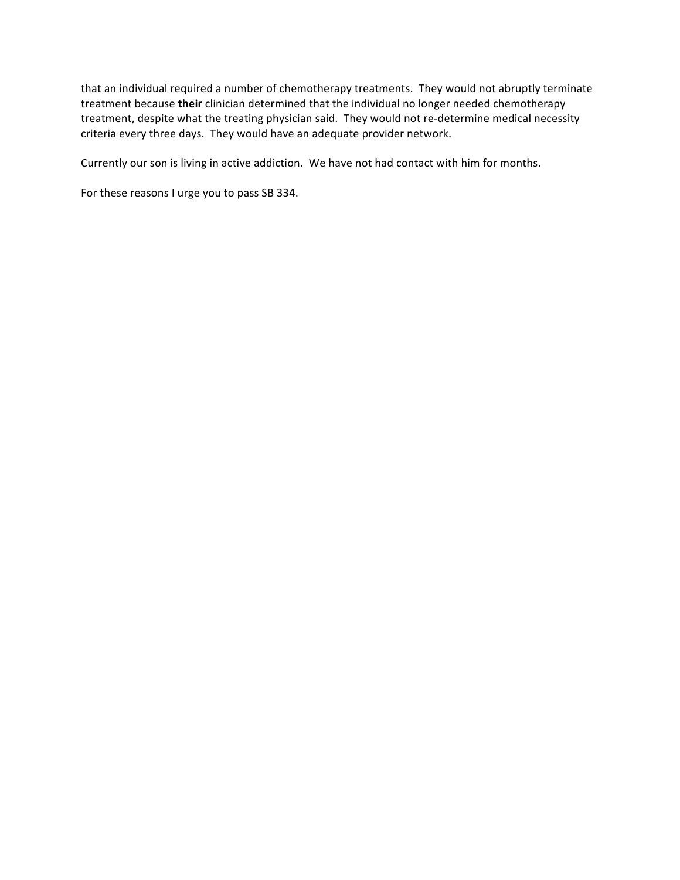that an individual required a number of chemotherapy treatments. They would not abruptly terminate treatment because **their** clinician determined that the individual no longer needed chemotherapy treatment, despite what the treating physician said. They would not re-determine medical necessity criteria every three days. They would have an adequate provider network.

Currently our son is living in active addiction. We have not had contact with him for months.

For these reasons I urge you to pass SB 334.